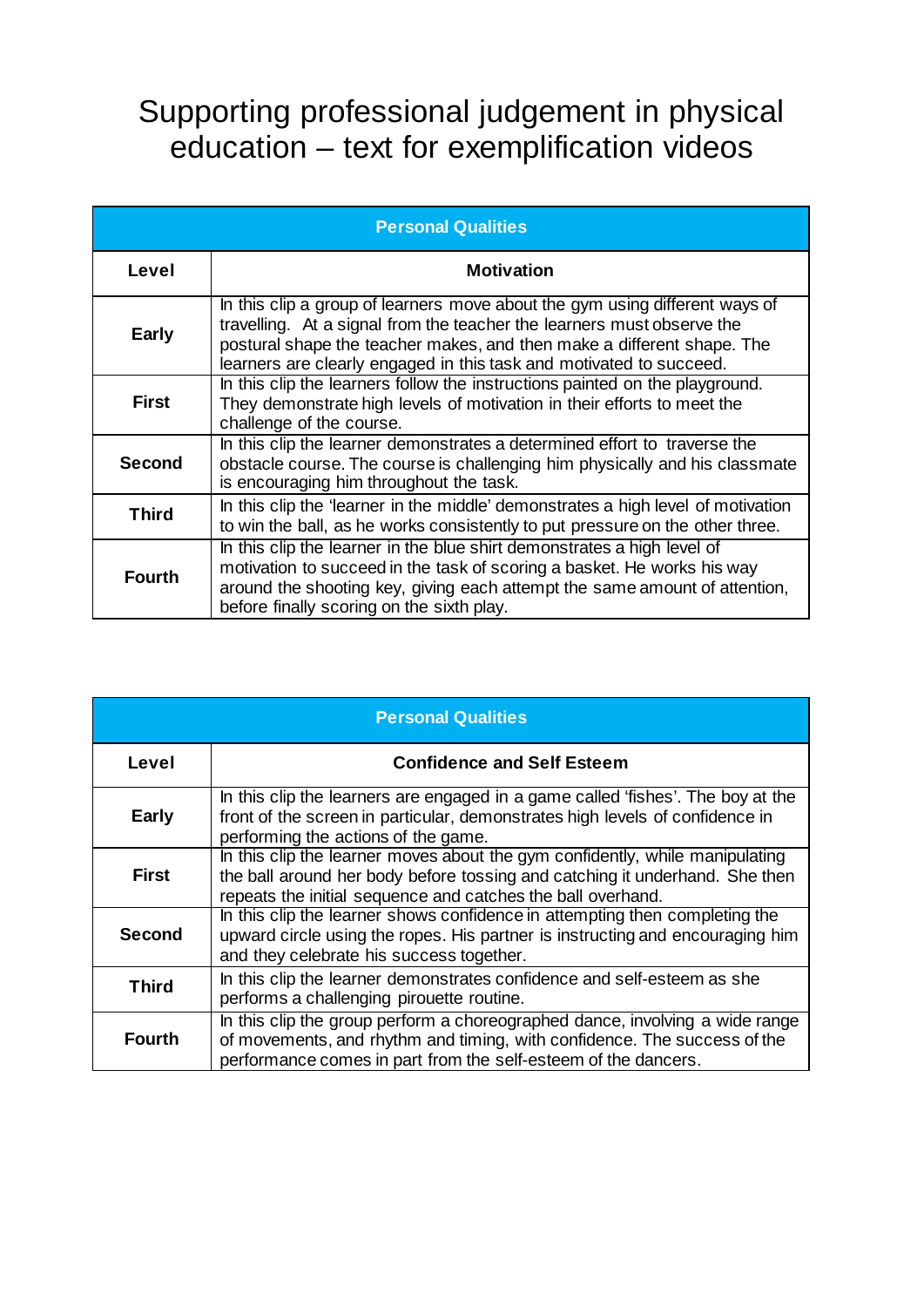# Supporting professional judgement in physical education – text for exemplification videos

| Personal Qualities | |
|---|---|
| **Level** | **Motivation** |
| **Early** | In this clip a group of learners move about the gym using different ways of travelling. At a signal from the teacher the learners must observe the postural shape the teacher makes, and then make a different shape. The learners are clearly engaged in this task and motivated to succeed. |
| **First** | In this clip the learners follow the instructions painted on the playground. They demonstrate high levels of motivation in their efforts to meet the challenge of the course. |
| **Second** | In this clip the learner demonstrates a determined effort to traverse the obstacle course. The course is challenging him physically and his classmate is encouraging him throughout the task. |
| **Third** | In this clip the 'learner in the middle' demonstrates a high level of motivation to win the ball, as he works consistently to put pressure on the other three. |
| **Fourth** | In this clip the learner in the blue shirt demonstrates a high level of motivation to succeed in the task of scoring a basket. He works his way around the shooting key, giving each attempt the same amount of attention, before finally scoring on the sixth play. |

| Personal Qualities | |
|---|---|
| **Level** | **Confidence and Self Esteem** |
| **Early** | In this clip the learners are engaged in a game called 'fishes'. The boy at the front of the screen in particular, demonstrates high levels of confidence in performing the actions of the game. |
| **First** | In this clip the learner moves about the gym confidently, while manipulating the ball around her body before tossing and catching it underhand. She then repeats the initial sequence and catches the ball overhand. |
| **Second** | In this clip the learner shows confidence in attempting then completing the upward circle using the ropes. His partner is instructing and encouraging him and they celebrate his success together. |
| **Third** | In this clip the learner demonstrates confidence and self-esteem as she performs a challenging pirouette routine. |
| **Fourth** | In this clip the group perform a choreographed dance, involving a wide range of movements, and rhythm and timing, with confidence. The success of the performance comes in part from the self-esteem of the dancers. |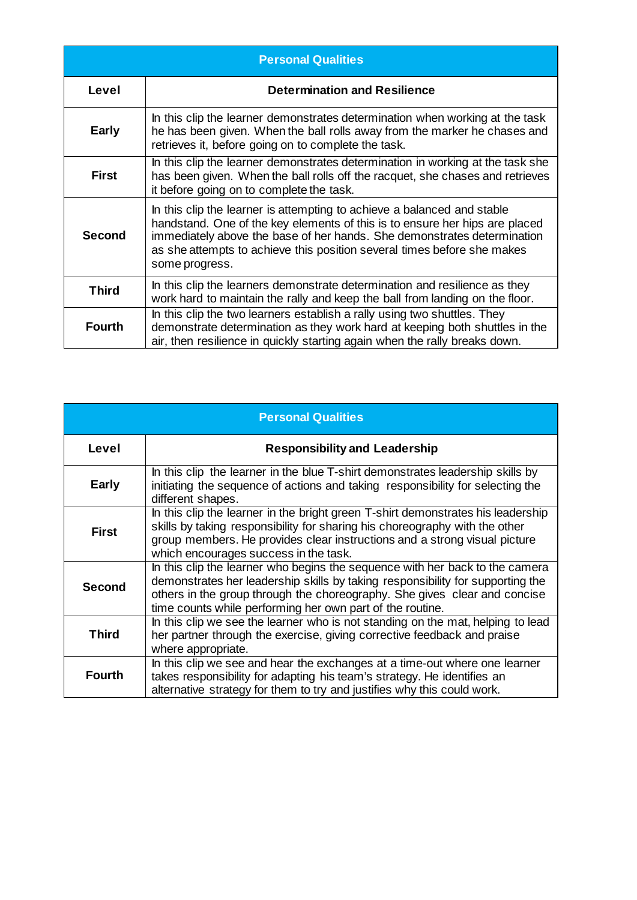| Personal Qualities | |
|---|---|
| **Level** | **Determination and Resilience** |
| **Early** | In this clip the learner demonstrates determination when working at the task he has been given. When the ball rolls away from the marker he chases and retrieves it, before going on to complete the task. |
| **First** | In this clip the learner demonstrates determination in working at the task she has been given. When the ball rolls off the racquet, she chases and retrieves it before going on to complete the task. |
| **Second** | In this clip the learner is attempting to achieve a balanced and stable handstand. One of the key elements of this is to ensure her hips are placed immediately above the base of her hands. She demonstrates determination as she attempts to achieve this position several times before she makes some progress. |
| **Third** | In this clip the learners demonstrate determination and resilience as they work hard to maintain the rally and keep the ball from landing on the floor. |
| **Fourth** | In this clip the two learners establish a rally using two shuttles. They demonstrate determination as they work hard at keeping both shuttles in the air, then resilience in quickly starting again when the rally breaks down. |

| Personal Qualities | |
|---|---|
| **Level** | **Responsibility and Leadership** |
| **Early** | In this clip the learner in the blue T-shirt demonstrates leadership skills by initiating the sequence of actions and taking responsibility for selecting the different shapes. |
| **First** | In this clip the learner in the bright green T-shirt demonstrates his leadership skills by taking responsibility for sharing his choreography with the other group members. He provides clear instructions and a strong visual picture which encourages success in the task. |
| **Second** | In this clip the learner who begins the sequence with her back to the camera demonstrates her leadership skills by taking responsibility for supporting the others in the group through the choreography. She gives clear and concise time counts while performing her own part of the routine. |
| **Third** | In this clip we see the learner who is not standing on the mat, helping to lead her partner through the exercise, giving corrective feedback and praise where appropriate. |
| **Fourth** | In this clip we see and hear the exchanges at a time-out where one learner takes responsibility for adapting his team's strategy. He identifies an alternative strategy for them to try and justifies why this could work. |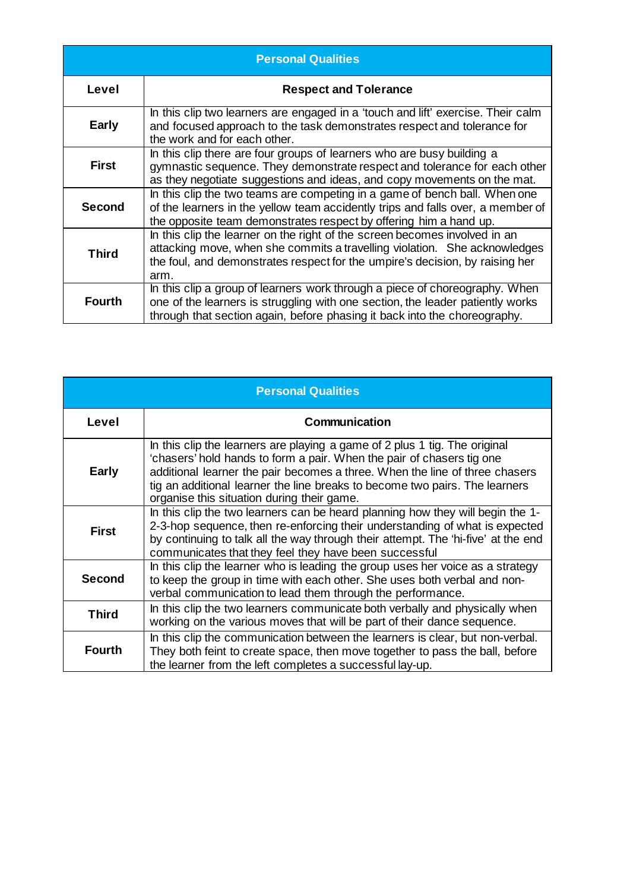| Personal Qualities | |
|---|---|
| **Level** | **Respect and Tolerance** |
| **Early** | In this clip two learners are engaged in a 'touch and lift' exercise. Their calm and focused approach to the task demonstrates respect and tolerance for the work and for each other. |
| **First** | In this clip there are four groups of learners who are busy building a gymnastic sequence. They demonstrate respect and tolerance for each other as they negotiate suggestions and ideas, and copy movements on the mat. |
| **Second** | In this clip the two teams are competing in a game of bench ball. When one of the learners in the yellow team accidently trips and falls over, a member of the opposite team demonstrates respect by offering him a hand up. |
| **Third** | In this clip the learner on the right of the screen becomes involved in an attacking move, when she commits a travelling violation. She acknowledges the foul, and demonstrates respect for the umpire's decision, by raising her arm. |
| **Fourth** | In this clip a group of learners work through a piece of choreography. When one of the learners is struggling with one section, the leader patiently works through that section again, before phasing it back into the choreography. |

| Personal Qualities | |
|---|---|
| **Level** | **Communication** |
| **Early** | In this clip the learners are playing a game of 2 plus 1 tig. The original 'chasers' hold hands to form a pair. When the pair of chasers tig one additional learner the pair becomes a three. When the line of three chasers tig an additional learner the line breaks to become two pairs. The learners organise this situation during their game. |
| **First** | In this clip the two learners can be heard planning how they will begin the 1-2-3-hop sequence, then re-enforcing their understanding of what is expected by continuing to talk all the way through their attempt. The 'hi-five' at the end communicates that they feel they have been successful |
| **Second** | In this clip the learner who is leading the group uses her voice as a strategy to keep the group in time with each other. She uses both verbal and non-verbal communication to lead them through the performance. |
| **Third** | In this clip the two learners communicate both verbally and physically when working on the various moves that will be part of their dance sequence. |
| **Fourth** | In this clip the communication between the learners is clear, but non-verbal. They both feint to create space, then move together to pass the ball, before the learner from the left completes a successful lay-up. |